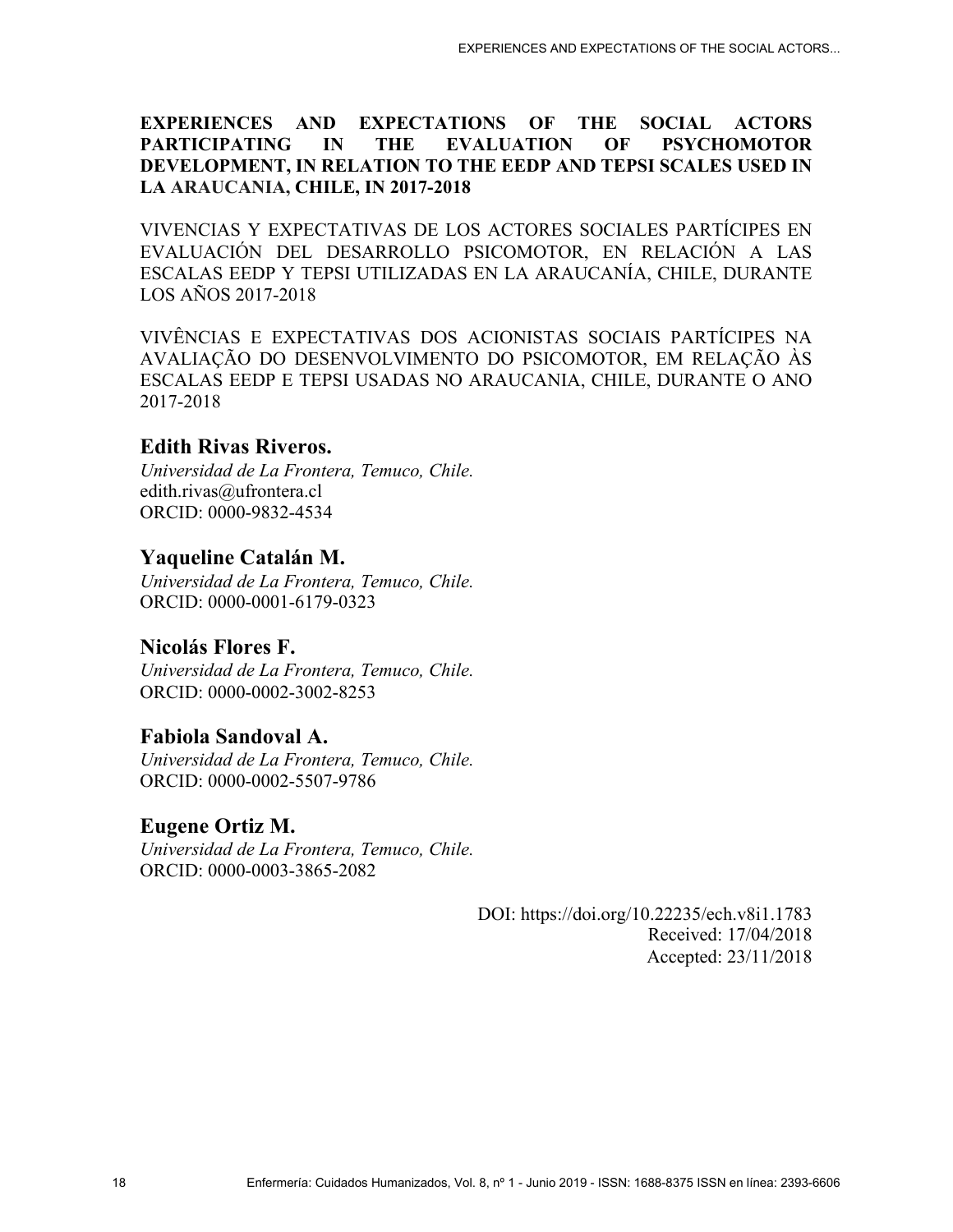# EXPERIENCES AND EXPECTATIONS OF THE SOCIAL ACTORS PARTICIPATING IN THE EVALUATION OF PSYCHOMOTOR DEVELOPMENT, IN RELATION TO THE EEDP AND TEPSI SCALES USED IN LA ARAUCANIA, CHILE, IN 2017-2018

VIVENCIAS Y EXPECTATIVAS DE LOS ACTORES SOCIALES PARTÍCIPES EN EVALUACIÓN DEL DESARROLLO PSICOMOTOR, EN RELACIÓN A LAS ESCALAS EEDP Y TEPSI UTILIZADAS EN LA ARAUCANÍA, CHILE, DURANTE LOS AÑOS 2017-2018

VIVÊNCIAS E EXPECTATIVAS DOS ACIONISTAS SOCIAIS PARTÍCIPES NA AVALIAÇÃO DO DESENVOLVIMENTO DO PSICOMOTOR, EM RELAÇÃO ÀS ESCALAS EEDP E TEPSI USADAS NO ARAUCANIA, CHILE, DURANTE O ANO 2017-2018

## Edith Rivas Riveros.

*Universidad de La Frontera, Temuco, Chile.*
edith.rivas@ufrontera.cl
ORCID: 0000-9832-4534

## Yaqueline Catalán M.

*Universidad de La Frontera, Temuco, Chile.*
ORCID: 0000-0001-6179-0323

## Nicolás Flores F.

*Universidad de La Frontera, Temuco, Chile.*
ORCID: 0000-0002-3002-8253

## Fabiola Sandoval A.

*Universidad de La Frontera, Temuco, Chile.*
ORCID: 0000-0002-5507-9786

## Eugene Ortiz M.

*Universidad de La Frontera, Temuco, Chile.*
ORCID: 0000-0003-3865-2082

DOI: https://doi.org/10.22235/ech.v8i1.1783
Received: 17/04/2018
Accepted: 23/11/2018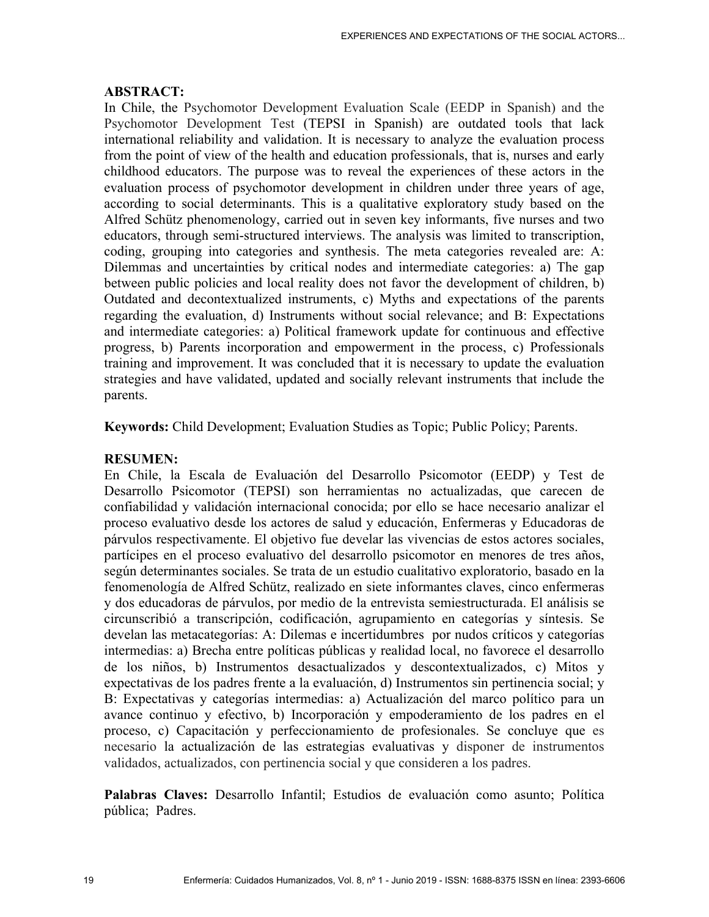**ABSTRACT:**

In Chile, the Psychomotor Development Evaluation Scale (EEDP in Spanish) and the Psychomotor Development Test (TEPSI in Spanish) are outdated tools that lack international reliability and validation. It is necessary to analyze the evaluation process from the point of view of the health and education professionals, that is, nurses and early childhood educators. The purpose was to reveal the experiences of these actors in the evaluation process of psychomotor development in children under three years of age, according to social determinants. This is a qualitative exploratory study based on the Alfred Schütz phenomenology, carried out in seven key informants, five nurses and two educators, through semi-structured interviews. The analysis was limited to transcription, coding, grouping into categories and synthesis. The meta categories revealed are: A: Dilemmas and uncertainties by critical nodes and intermediate categories: a) The gap between public policies and local reality does not favor the development of children, b) Outdated and decontextualized instruments, c) Myths and expectations of the parents regarding the evaluation, d) Instruments without social relevance; and B: Expectations and intermediate categories: a) Political framework update for continuous and effective progress, b) Parents incorporation and empowerment in the process, c) Professionals training and improvement. It was concluded that it is necessary to update the evaluation strategies and have validated, updated and socially relevant instruments that include the parents.

**Keywords:** Child Development; Evaluation Studies as Topic; Public Policy; Parents.

**RESUMEN:**

En Chile, la Escala de Evaluación del Desarrollo Psicomotor (EEDP) y Test de Desarrollo Psicomotor (TEPSI) son herramientas no actualizadas, que carecen de confiabilidad y validación internacional conocida; por ello se hace necesario analizar el proceso evaluativo desde los actores de salud y educación, Enfermeras y Educadoras de párvulos respectivamente. El objetivo fue develar las vivencias de estos actores sociales, partícipes en el proceso evaluativo del desarrollo psicomotor en menores de tres años, según determinantes sociales. Se trata de un estudio cualitativo exploratorio, basado en la fenomenología de Alfred Schütz, realizado en siete informantes claves, cinco enfermeras y dos educadoras de párvulos, por medio de la entrevista semiestructurada. El análisis se circunscribió a transcripción, codificación, agrupamiento en categorías y síntesis. Se develan las metacategorías: A: Dilemas e incertidumbres por nudos críticos y categorías intermedias: a) Brecha entre políticas públicas y realidad local, no favorece el desarrollo de los niños, b) Instrumentos desactualizados y descontextualizados, c) Mitos y expectativas de los padres frente a la evaluación, d) Instrumentos sin pertinencia social; y B: Expectativas y categorías intermedias: a) Actualización del marco político para un avance continuo y efectivo, b) Incorporación y empoderamiento de los padres en el proceso, c) Capacitación y perfeccionamiento de profesionales. Se concluye que es necesario la actualización de las estrategias evaluativas y disponer de instrumentos validados, actualizados, con pertinencia social y que consideren a los padres.

**Palabras Claves:** Desarrollo Infantil; Estudios de evaluación como asunto; Política pública; Padres.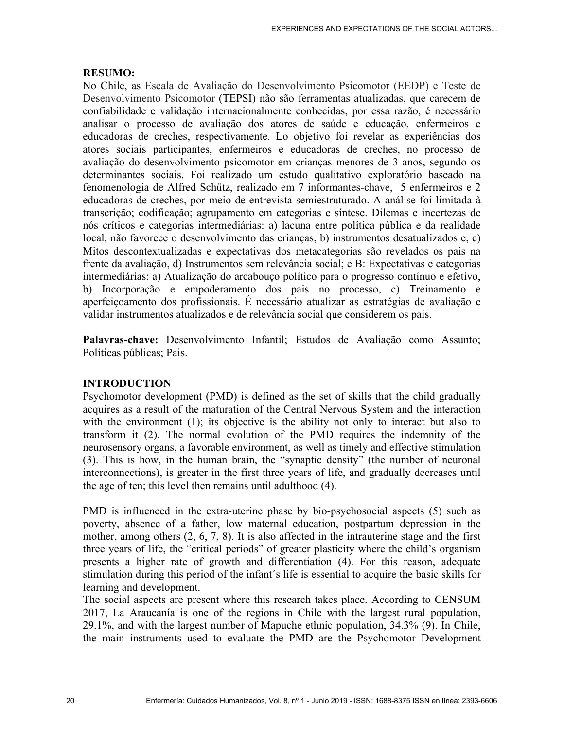**RESUMO:**

No Chile, as Escala de Avaliação do Desenvolvimento Psicomotor (EEDP) e Teste de Desenvolvimento Psicomotor (TEPSI) não são ferramentas atualizadas, que carecem de confiabilidade e validação internacionalmente conhecidas, por essa razão, é necessário analisar o processo de avaliação dos atores de saúde e educação, enfermeiros e educadoras de creches, respectivamente. Lo objetivo foi revelar as experiências dos atores sociais participantes, enfermeiros e educadoras de creches, no processo de avaliação do desenvolvimento psicomotor em crianças menores de 3 anos, segundo os determinantes sociais. Foi realizado um estudo qualitativo exploratório baseado na fenomenologia de Alfred Schütz, realizado em 7 informantes-chave, 5 enfermeiros e 2 educadoras de creches, por meio de entrevista semiestruturado. A análise foi limitada à transcrição; codificação; agrupamento em categorias e síntese. Dilemas e incertezas de nós críticos e categorias intermediárias: a) lacuna entre política pública e da realidade local, não favorece o desenvolvimento das crianças, b) instrumentos desatualizados e, c) Mitos descontextualizadas e expectativas dos metacategorias são revelados os pais na frente da avaliação, d) Instrumentos sem relevância social; e B: Expectativas e categorias intermediárias: a) Atualização do arcabouço político para o progresso contínuo e efetivo, b) Incorporação e empoderamento dos pais no processo, c) Treinamento e aperfeiçoamento dos profissionais. É necessário atualizar as estratégias de avaliação e validar instrumentos atualizados e de relevância social que considerem os pais.

**Palavras-chave:** Desenvolvimento Infantil; Estudos de Avaliação como Assunto; Políticas públicas; Pais.

## INTRODUCTION

Psychomotor development (PMD) is defined as the set of skills that the child gradually acquires as a result of the maturation of the Central Nervous System and the interaction with the environment (1); its objective is the ability not only to interact but also to transform it (2). The normal evolution of the PMD requires the indemnity of the neurosensory organs, a favorable environment, as well as timely and effective stimulation (3). This is how, in the human brain, the "synaptic density" (the number of neuronal interconnections), is greater in the first three years of life, and gradually decreases until the age of ten; this level then remains until adulthood (4).

PMD is influenced in the extra-uterine phase by bio-psychosocial aspects (5) such as poverty, absence of a father, low maternal education, postpartum depression in the mother, among others (2, 6, 7, 8). It is also affected in the intrauterine stage and the first three years of life, the "critical periods" of greater plasticity where the child's organism presents a higher rate of growth and differentiation (4). For this reason, adequate stimulation during this period of the infant´s life is essential to acquire the basic skills for learning and development.

The social aspects are present where this research takes place. According to CENSUM 2017, La Araucanía is one of the regions in Chile with the largest rural population, 29.1%, and with the largest number of Mapuche ethnic population, 34.3% (9). In Chile, the main instruments used to evaluate the PMD are the Psychomotor Development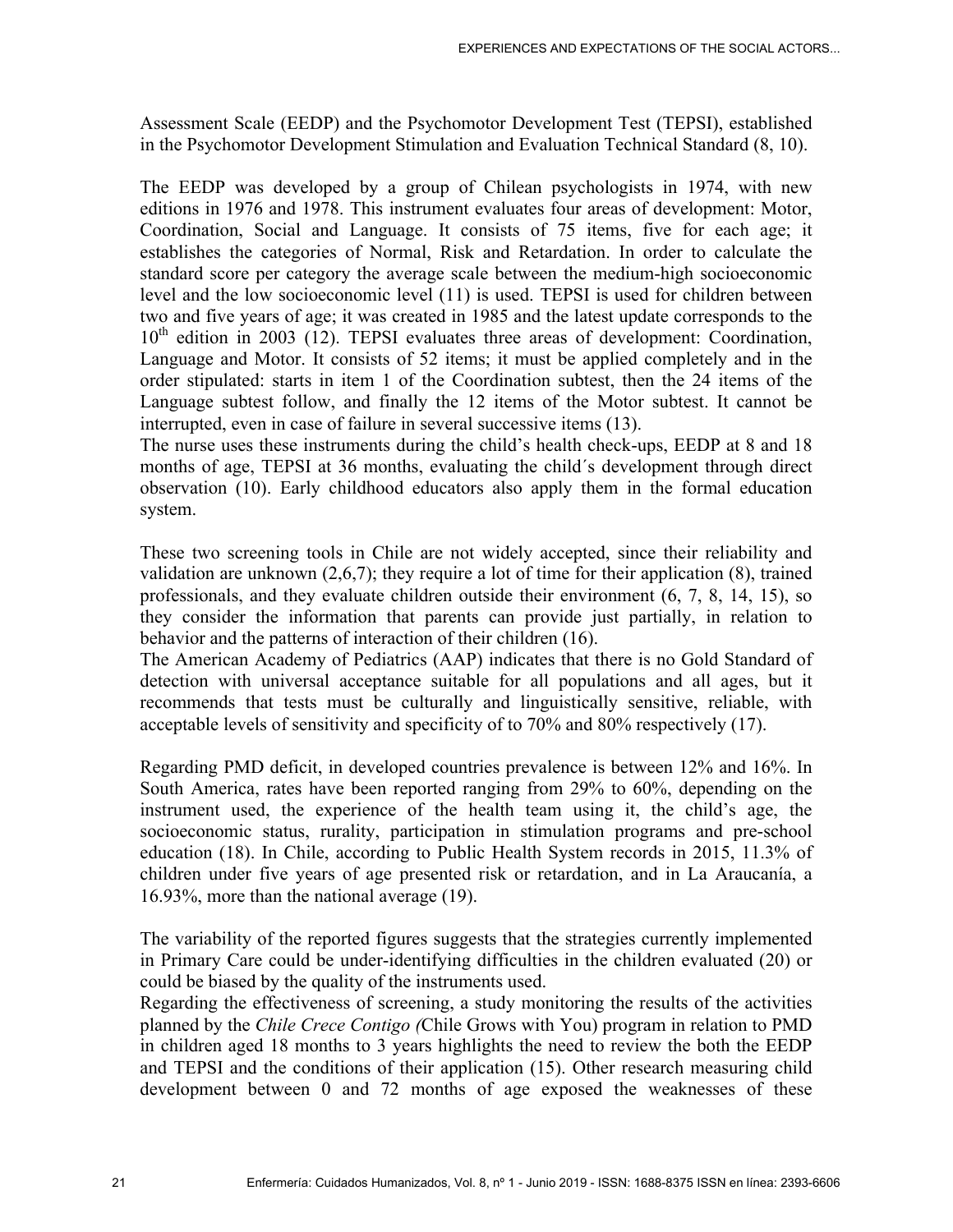Assessment Scale (EEDP) and the Psychomotor Development Test (TEPSI), established in the Psychomotor Development Stimulation and Evaluation Technical Standard (8, 10).

The EEDP was developed by a group of Chilean psychologists in 1974, with new editions in 1976 and 1978. This instrument evaluates four areas of development: Motor, Coordination, Social and Language. It consists of 75 items, five for each age; it establishes the categories of Normal, Risk and Retardation. In order to calculate the standard score per category the average scale between the medium-high socioeconomic level and the low socioeconomic level (11) is used. TEPSI is used for children between two and five years of age; it was created in 1985 and the latest update corresponds to the 10th edition in 2003 (12). TEPSI evaluates three areas of development: Coordination, Language and Motor. It consists of 52 items; it must be applied completely and in the order stipulated: starts in item 1 of the Coordination subtest, then the 24 items of the Language subtest follow, and finally the 12 items of the Motor subtest. It cannot be interrupted, even in case of failure in several successive items (13).

The nurse uses these instruments during the child's health check-ups, EEDP at 8 and 18 months of age, TEPSI at 36 months, evaluating the child´s development through direct observation (10). Early childhood educators also apply them in the formal education system.

These two screening tools in Chile are not widely accepted, since their reliability and validation are unknown (2,6,7); they require a lot of time for their application (8), trained professionals, and they evaluate children outside their environment (6, 7, 8, 14, 15), so they consider the information that parents can provide just partially, in relation to behavior and the patterns of interaction of their children (16).

The American Academy of Pediatrics (AAP) indicates that there is no Gold Standard of detection with universal acceptance suitable for all populations and all ages, but it recommends that tests must be culturally and linguistically sensitive, reliable, with acceptable levels of sensitivity and specificity of to 70% and 80% respectively (17).

Regarding PMD deficit, in developed countries prevalence is between 12% and 16%. In South America, rates have been reported ranging from 29% to 60%, depending on the instrument used, the experience of the health team using it, the child's age, the socioeconomic status, rurality, participation in stimulation programs and pre-school education (18). In Chile, according to Public Health System records in 2015, 11.3% of children under five years of age presented risk or retardation, and in La Araucanía, a 16.93%, more than the national average (19).

The variability of the reported figures suggests that the strategies currently implemented in Primary Care could be under-identifying difficulties in the children evaluated (20) or could be biased by the quality of the instruments used.

Regarding the effectiveness of screening, a study monitoring the results of the activities planned by the *Chile Crece Contigo (*Chile Grows with You) program in relation to PMD in children aged 18 months to 3 years highlights the need to review the both the EEDP and TEPSI and the conditions of their application (15). Other research measuring child development between 0 and 72 months of age exposed the weaknesses of these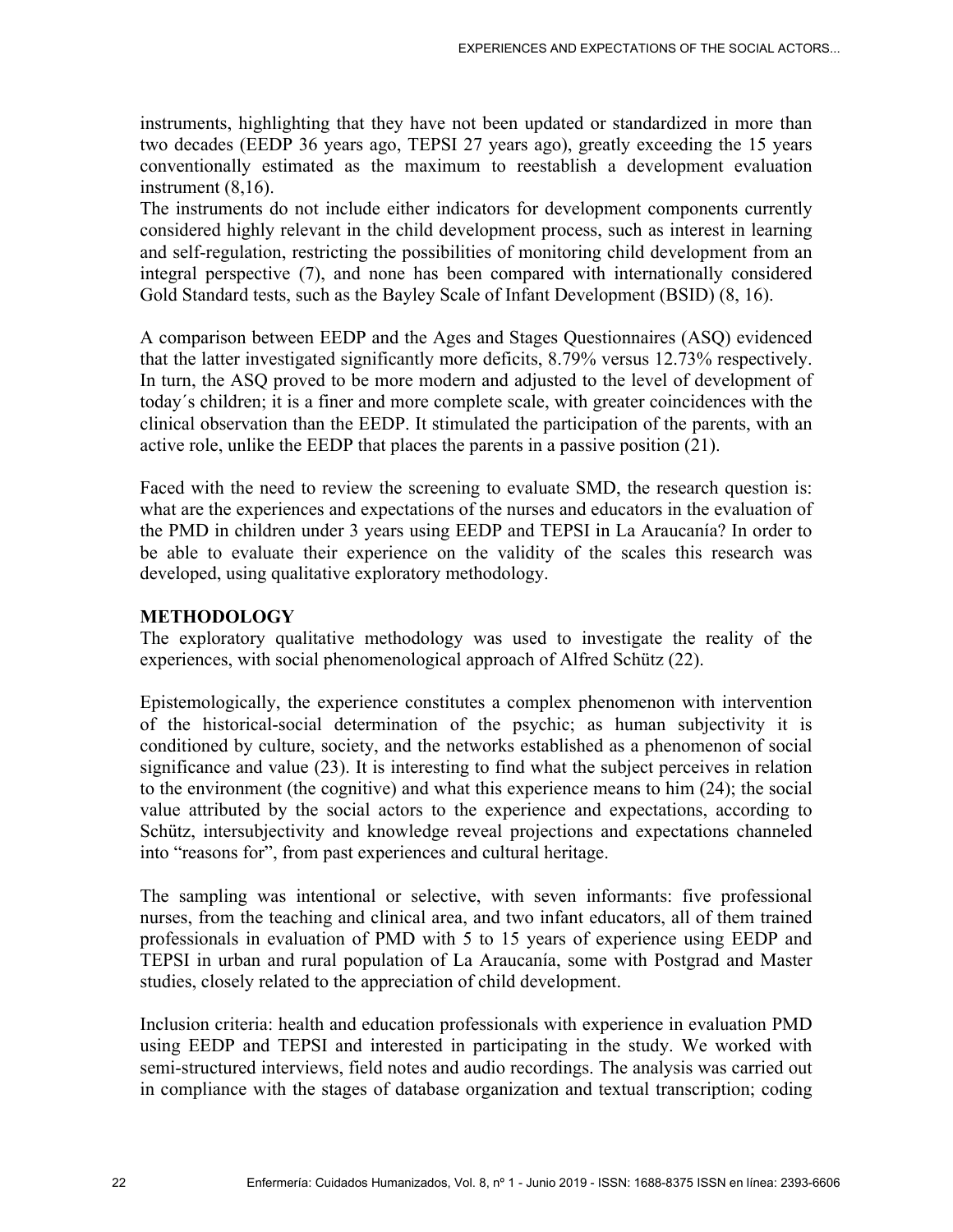instruments, highlighting that they have not been updated or standardized in more than two decades (EEDP 36 years ago, TEPSI 27 years ago), greatly exceeding the 15 years conventionally estimated as the maximum to reestablish a development evaluation instrument (8,16).
The instruments do not include either indicators for development components currently considered highly relevant in the child development process, such as interest in learning and self-regulation, restricting the possibilities of monitoring child development from an integral perspective (7), and none has been compared with internationally considered Gold Standard tests, such as the Bayley Scale of Infant Development (BSID) (8, 16).

A comparison between EEDP and the Ages and Stages Questionnaires (ASQ) evidenced that the latter investigated significantly more deficits, 8.79% versus 12.73% respectively. In turn, the ASQ proved to be more modern and adjusted to the level of development of today´s children; it is a finer and more complete scale, with greater coincidences with the clinical observation than the EEDP. It stimulated the participation of the parents, with an active role, unlike the EEDP that places the parents in a passive position (21).

Faced with the need to review the screening to evaluate SMD, the research question is: what are the experiences and expectations of the nurses and educators in the evaluation of the PMD in children under 3 years using EEDP and TEPSI in La Araucanía? In order to be able to evaluate their experience on the validity of the scales this research was developed, using qualitative exploratory methodology.

## METHODOLOGY

The exploratory qualitative methodology was used to investigate the reality of the experiences, with social phenomenological approach of Alfred Schütz (22).

Epistemologically, the experience constitutes a complex phenomenon with intervention of the historical-social determination of the psychic; as human subjectivity it is conditioned by culture, society, and the networks established as a phenomenon of social significance and value (23). It is interesting to find what the subject perceives in relation to the environment (the cognitive) and what this experience means to him (24); the social value attributed by the social actors to the experience and expectations, according to Schütz, intersubjectivity and knowledge reveal projections and expectations channeled into "reasons for", from past experiences and cultural heritage.

The sampling was intentional or selective, with seven informants: five professional nurses, from the teaching and clinical area, and two infant educators, all of them trained professionals in evaluation of PMD with 5 to 15 years of experience using EEDP and TEPSI in urban and rural population of La Araucanía, some with Postgrad and Master studies, closely related to the appreciation of child development.

Inclusion criteria: health and education professionals with experience in evaluation PMD using EEDP and TEPSI and interested in participating in the study. We worked with semi-structured interviews, field notes and audio recordings. The analysis was carried out in compliance with the stages of database organization and textual transcription; coding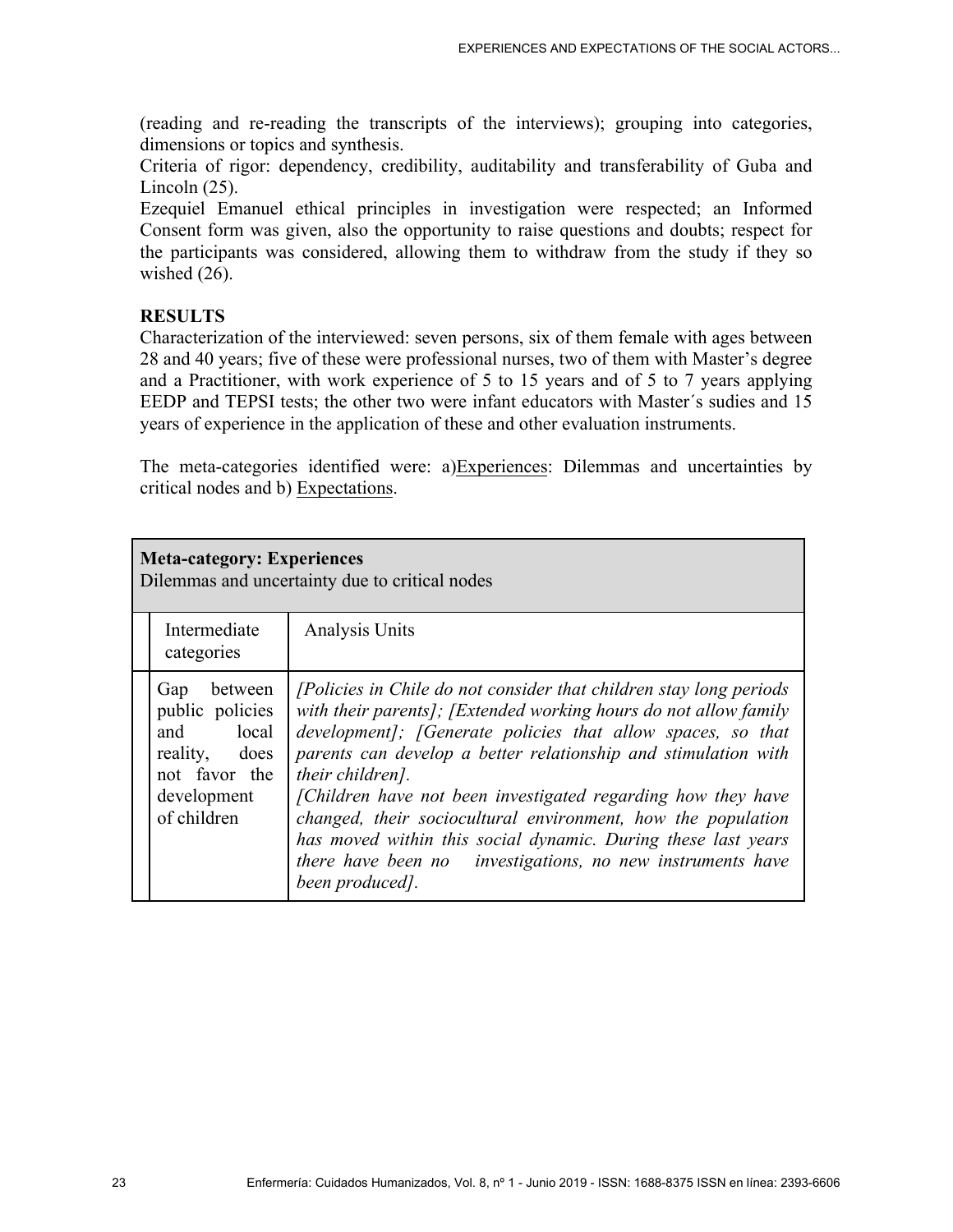(reading and re-reading the transcripts of the interviews); grouping into categories, dimensions or topics and synthesis.

Criteria of rigor: dependency, credibility, auditability and transferability of Guba and Lincoln (25).

Ezequiel Emanuel ethical principles in investigation were respected; an Informed Consent form was given, also the opportunity to raise questions and doubts; respect for the participants was considered, allowing them to withdraw from the study if they so wished (26).

## RESULTS

Characterization of the interviewed: seven persons, six of them female with ages between 28 and 40 years; five of these were professional nurses, two of them with Master's degree and a Practitioner, with work experience of 5 to 15 years and of 5 to 7 years applying EEDP and TEPSI tests; the other two were infant educators with Master´s sudies and 15 years of experience in the application of these and other evaluation instruments.

The meta-categories identified were: a)Experiences: Dilemmas and uncertainties by critical nodes and b) Expectations.

| **Meta-category: Experiences** Dilemmas and uncertainty due to critical nodes | |
|---|---|
| Intermediate categories | Analysis Units |
| Gap between public policies and local reality, does not favor the development of children | *[Policies in Chile do not consider that children stay long periods with their parents]; [Extended working hours do not allow family development]; [Generate policies that allow spaces, so that parents can develop a better relationship and stimulation with their children].* *[Children have not been investigated regarding how they have changed, their sociocultural environment, how the population has moved within this social dynamic. During these last years there have been no investigations, no new instruments have been produced]*. |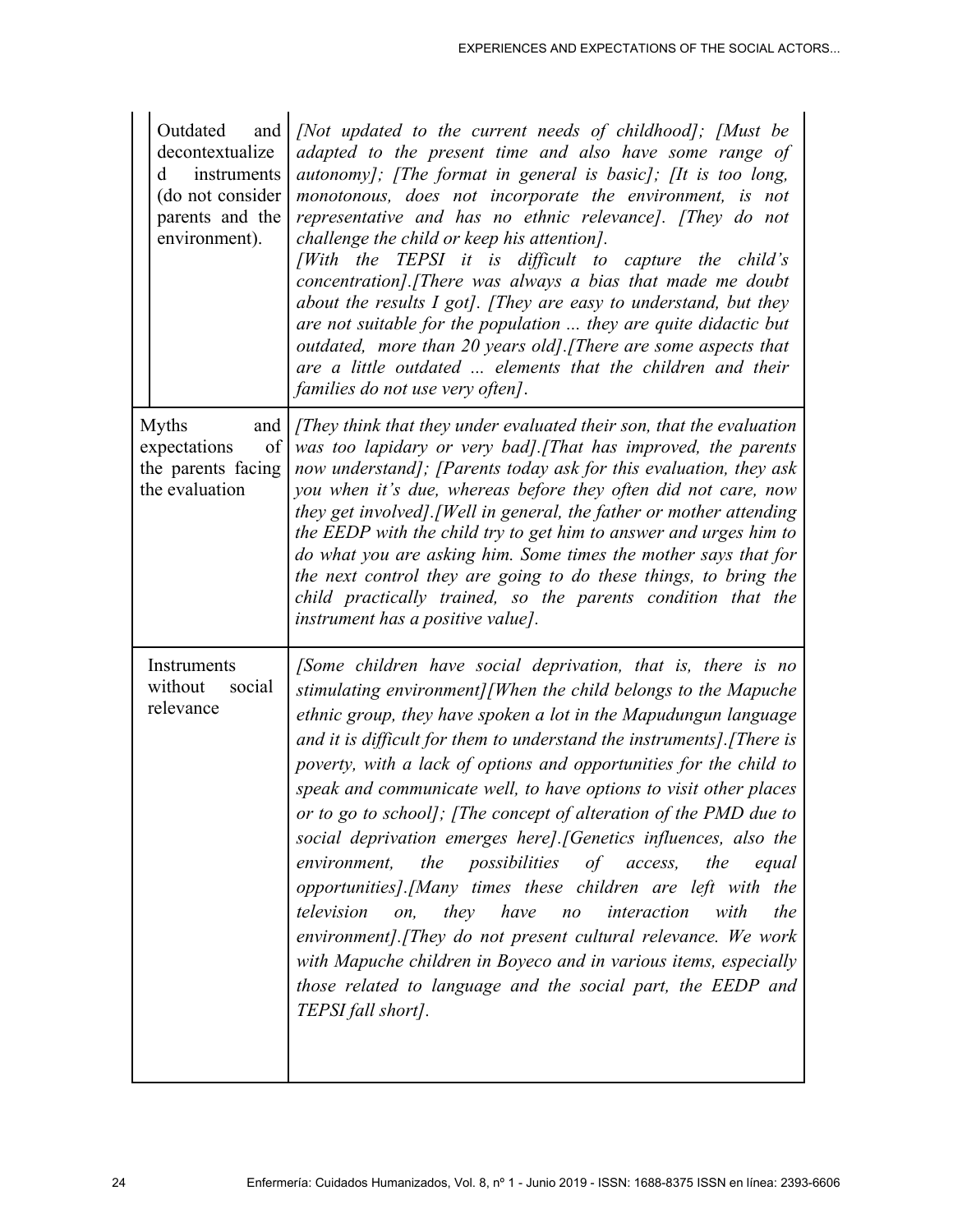| | |
|---|---|
| Outdated and decontextualized instruments (do not consider parents and the environment). | *[Not updated to the current needs of childhood]; [Must be adapted to the present time and also have some range of autonomy]; [The format in general is basic]; [It is too long, monotonous, does not incorporate the environment, is not representative and has no ethnic relevance]. [They do not challenge the child or keep his attention].* *[With the TEPSI it is difficult to capture the child's concentration].[There was always a bias that made me doubt about the results I got]. [They are easy to understand, but they are not suitable for the population ... they are quite didactic but outdated, more than 20 years old].[There are some aspects that are a little outdated ... elements that the children and their families do not use very often].* |
| Myths and expectations of the parents facing the evaluation | *[They think that they under evaluated their son, that the evaluation was too lapidary or very bad].[That has improved, the parents now understand]; [Parents today ask for this evaluation, they ask you when it's due, whereas before they often did not care, now they get involved].[Well in general, the father or mother attending the EEDP with the child try to get him to answer and urges him to do what you are asking him. Some times the mother says that for the next control they are going to do these things, to bring the child practically trained, so the parents condition that the instrument has a positive value].* |
| Instruments without social relevance | *[Some children have social deprivation, that is, there is no stimulating environment][When the child belongs to the Mapuche ethnic group, they have spoken a lot in the Mapudungun language and it is difficult for them to understand the instruments].[There is poverty, with a lack of options and opportunities for the child to speak and communicate well, to have options to visit other places or to go to school]; [The concept of alteration of the PMD due to social deprivation emerges here].[Genetics influences, also the environment, the possibilities of access, the equal opportunities].[Many times these children are left with the television on, they have no interaction with the environment].[They do not present cultural relevance. We work with Mapuche children in Boyeco and in various items, especially those related to language and the social part, the EEDP and TEPSI fall short].* |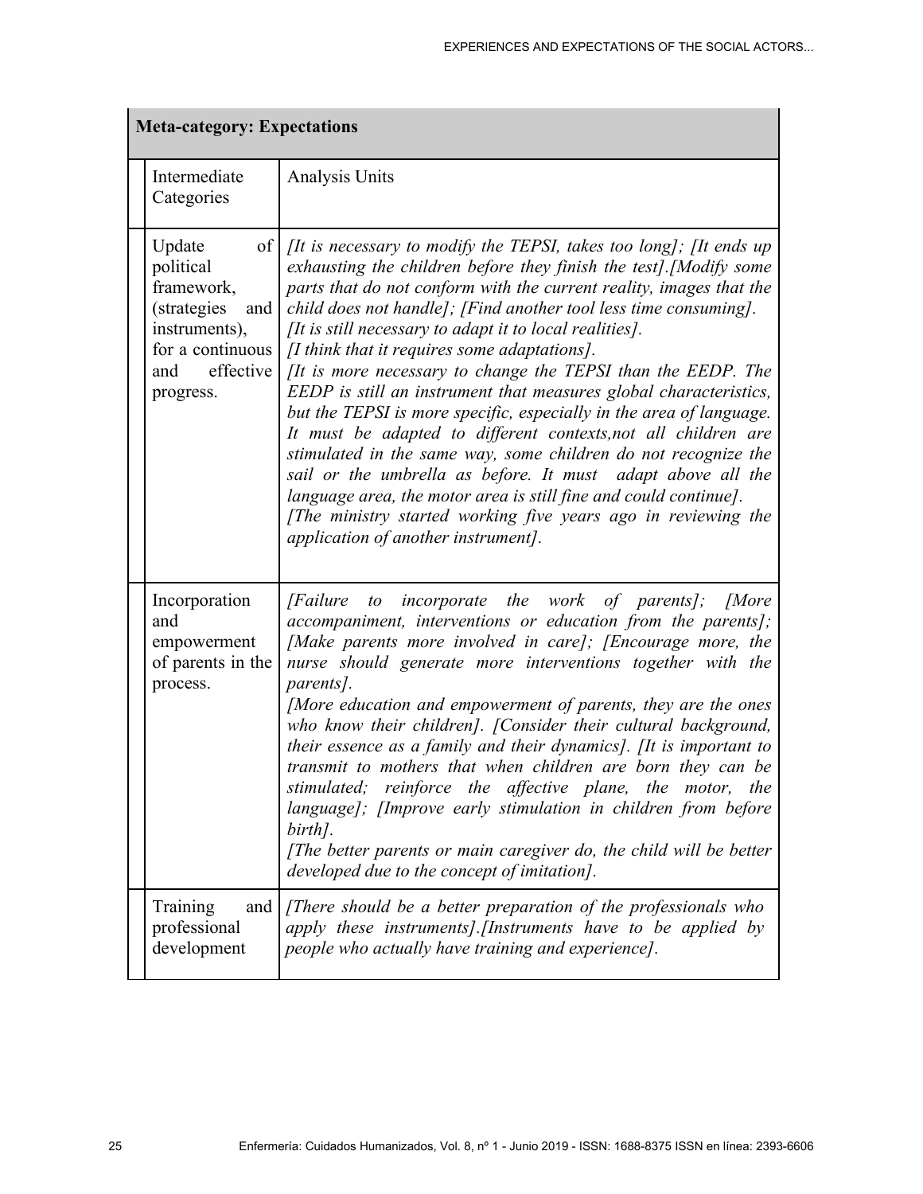| **Meta-category: Expectations** | |
|---|---|
| Intermediate Categories | Analysis Units |
| Update of political framework, (strategies and instruments), for a continuous and effective progress. | *[It is necessary to modify the TEPSI, takes too long]; [It ends up exhausting the children before they finish the test].[Modify some parts that do not conform with the current reality, images that the child does not handle]; [Find another tool less time consuming]. [It is still necessary to adapt it to local realities]. [I think that it requires some adaptations]. [It is more necessary to change the TEPSI than the EEDP. The EEDP is still an instrument that measures global characteristics, but the TEPSI is more specific, especially in the area of language. It must be adapted to different contexts,not all children are stimulated in the same way, some children do not recognize the sail or the umbrella as before. It must adapt above all the language area, the motor area is still fine and could continue]. [The ministry started working five years ago in reviewing the application of another instrument].* |
| Incorporation and empowerment of parents in the process. | *[Failure to incorporate the work of parents]; [More accompaniment, interventions or education from the parents]; [Make parents more involved in care]; [Encourage more, the nurse should generate more interventions together with the parents]. [More education and empowerment of parents, they are the ones who know their children]. [Consider their cultural background, their essence as a family and their dynamics]. [It is important to transmit to mothers that when children are born they can be stimulated; reinforce the affective plane, the motor, the language]; [Improve early stimulation in children from before birth]. [The better parents or main caregiver do, the child will be better developed due to the concept of imitation].* |
| Training and professional development | *[There should be a better preparation of the professionals who apply these instruments].[Instruments have to be applied by people who actually have training and experience].* |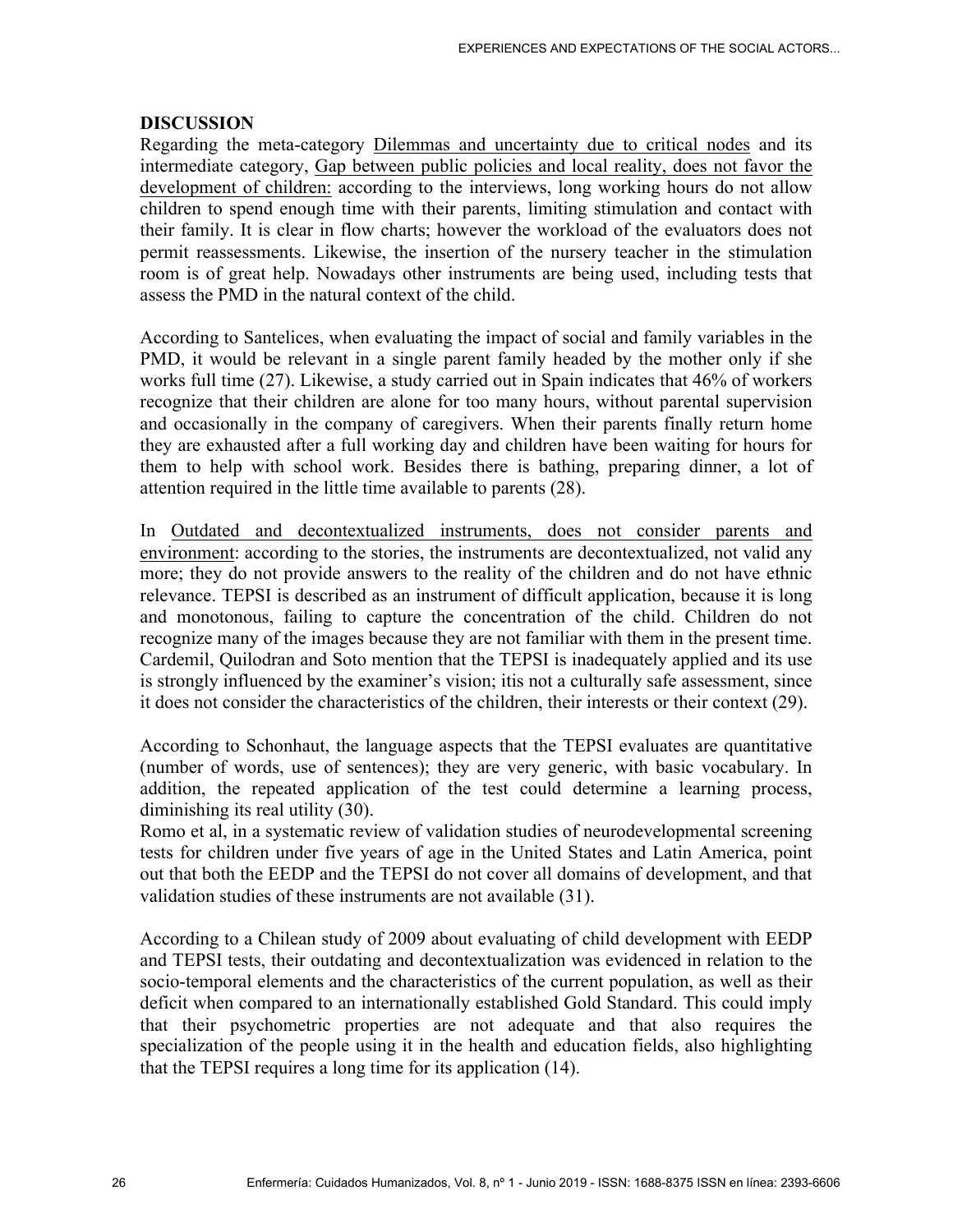## DISCUSSION

Regarding the meta-category Dilemmas and uncertainty due to critical nodes and its intermediate category, Gap between public policies and local reality, does not favor the development of children: according to the interviews, long working hours do not allow children to spend enough time with their parents, limiting stimulation and contact with their family. It is clear in flow charts; however the workload of the evaluators does not permit reassessments. Likewise, the insertion of the nursery teacher in the stimulation room is of great help. Nowadays other instruments are being used, including tests that assess the PMD in the natural context of the child.

According to Santelices, when evaluating the impact of social and family variables in the PMD, it would be relevant in a single parent family headed by the mother only if she works full time (27). Likewise, a study carried out in Spain indicates that 46% of workers recognize that their children are alone for too many hours, without parental supervision and occasionally in the company of caregivers. When their parents finally return home they are exhausted after a full working day and children have been waiting for hours for them to help with school work. Besides there is bathing, preparing dinner, a lot of attention required in the little time available to parents (28).

In Outdated and decontextualized instruments, does not consider parents and environment: according to the stories, the instruments are decontextualized, not valid any more; they do not provide answers to the reality of the children and do not have ethnic relevance. TEPSI is described as an instrument of difficult application, because it is long and monotonous, failing to capture the concentration of the child. Children do not recognize many of the images because they are not familiar with them in the present time. Cardemil, Quilodran and Soto mention that the TEPSI is inadequately applied and its use is strongly influenced by the examiner's vision; itis not a culturally safe assessment, since it does not consider the characteristics of the children, their interests or their context (29).

According to Schonhaut, the language aspects that the TEPSI evaluates are quantitative (number of words, use of sentences); they are very generic, with basic vocabulary. In addition, the repeated application of the test could determine a learning process, diminishing its real utility (30).

Romo et al, in a systematic review of validation studies of neurodevelopmental screening tests for children under five years of age in the United States and Latin America, point out that both the EEDP and the TEPSI do not cover all domains of development, and that validation studies of these instruments are not available (31).

According to a Chilean study of 2009 about evaluating of child development with EEDP and TEPSI tests, their outdating and decontextualization was evidenced in relation to the socio-temporal elements and the characteristics of the current population, as well as their deficit when compared to an internationally established Gold Standard. This could imply that their psychometric properties are not adequate and that also requires the specialization of the people using it in the health and education fields, also highlighting that the TEPSI requires a long time for its application (14).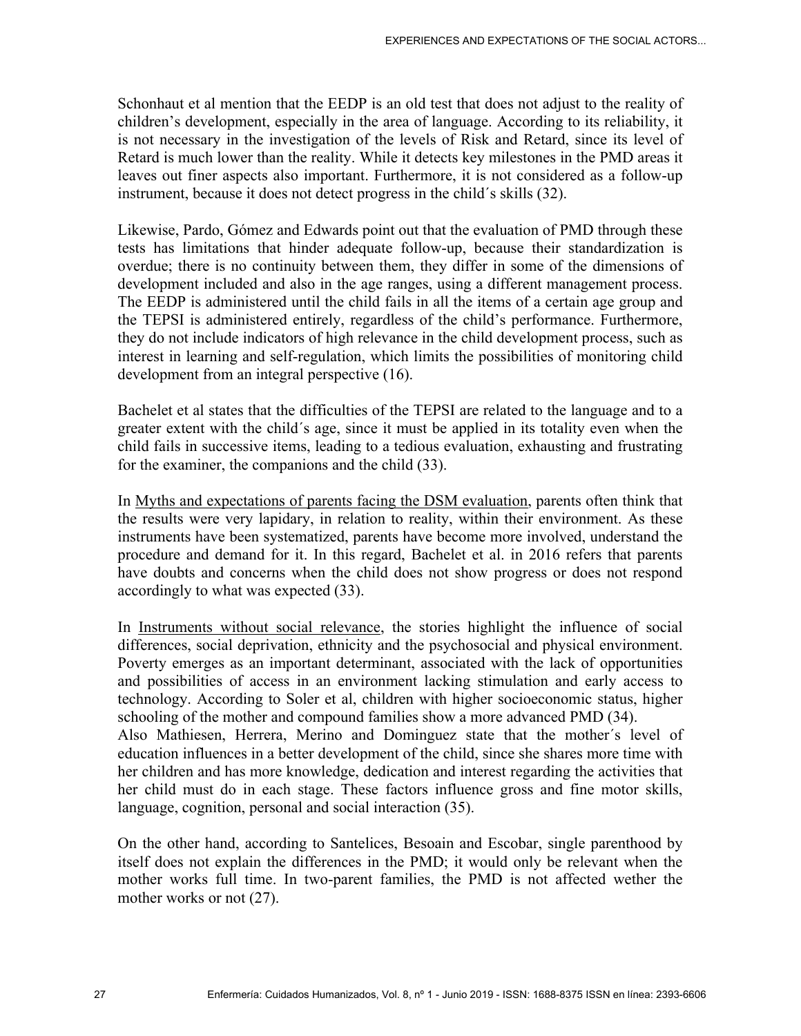Schonhaut et al mention that the EEDP is an old test that does not adjust to the reality of children's development, especially in the area of language. According to its reliability, it is not necessary in the investigation of the levels of Risk and Retard, since its level of Retard is much lower than the reality. While it detects key milestones in the PMD areas it leaves out finer aspects also important. Furthermore, it is not considered as a follow-up instrument, because it does not detect progress in the child´s skills (32).

Likewise, Pardo, Gómez and Edwards point out that the evaluation of PMD through these tests has limitations that hinder adequate follow-up, because their standardization is overdue; there is no continuity between them, they differ in some of the dimensions of development included and also in the age ranges, using a different management process. The EEDP is administered until the child fails in all the items of a certain age group and the TEPSI is administered entirely, regardless of the child's performance. Furthermore, they do not include indicators of high relevance in the child development process, such as interest in learning and self-regulation, which limits the possibilities of monitoring child development from an integral perspective (16).

Bachelet et al states that the difficulties of the TEPSI are related to the language and to a greater extent with the child´s age, since it must be applied in its totality even when the child fails in successive items, leading to a tedious evaluation, exhausting and frustrating for the examiner, the companions and the child (33).

In <u>Myths and expectations of parents facing the DSM evaluation</u>, parents often think that the results were very lapidary, in relation to reality, within their environment. As these instruments have been systematized, parents have become more involved, understand the procedure and demand for it. In this regard, Bachelet et al. in 2016 refers that parents have doubts and concerns when the child does not show progress or does not respond accordingly to what was expected (33).

In <u>Instruments without social relevance</u>, the stories highlight the influence of social differences, social deprivation, ethnicity and the psychosocial and physical environment. Poverty emerges as an important determinant, associated with the lack of opportunities and possibilities of access in an environment lacking stimulation and early access to technology. According to Soler et al, children with higher socioeconomic status, higher schooling of the mother and compound families show a more advanced PMD (34).
Also Mathiesen, Herrera, Merino and Dominguez state that the mother´s level of education influences in a better development of the child, since she shares more time with her children and has more knowledge, dedication and interest regarding the activities that her child must do in each stage. These factors influence gross and fine motor skills, language, cognition, personal and social interaction (35).

On the other hand, according to Santelices, Besoain and Escobar, single parenthood by itself does not explain the differences in the PMD; it would only be relevant when the mother works full time. In two-parent families, the PMD is not affected wether the mother works or not (27).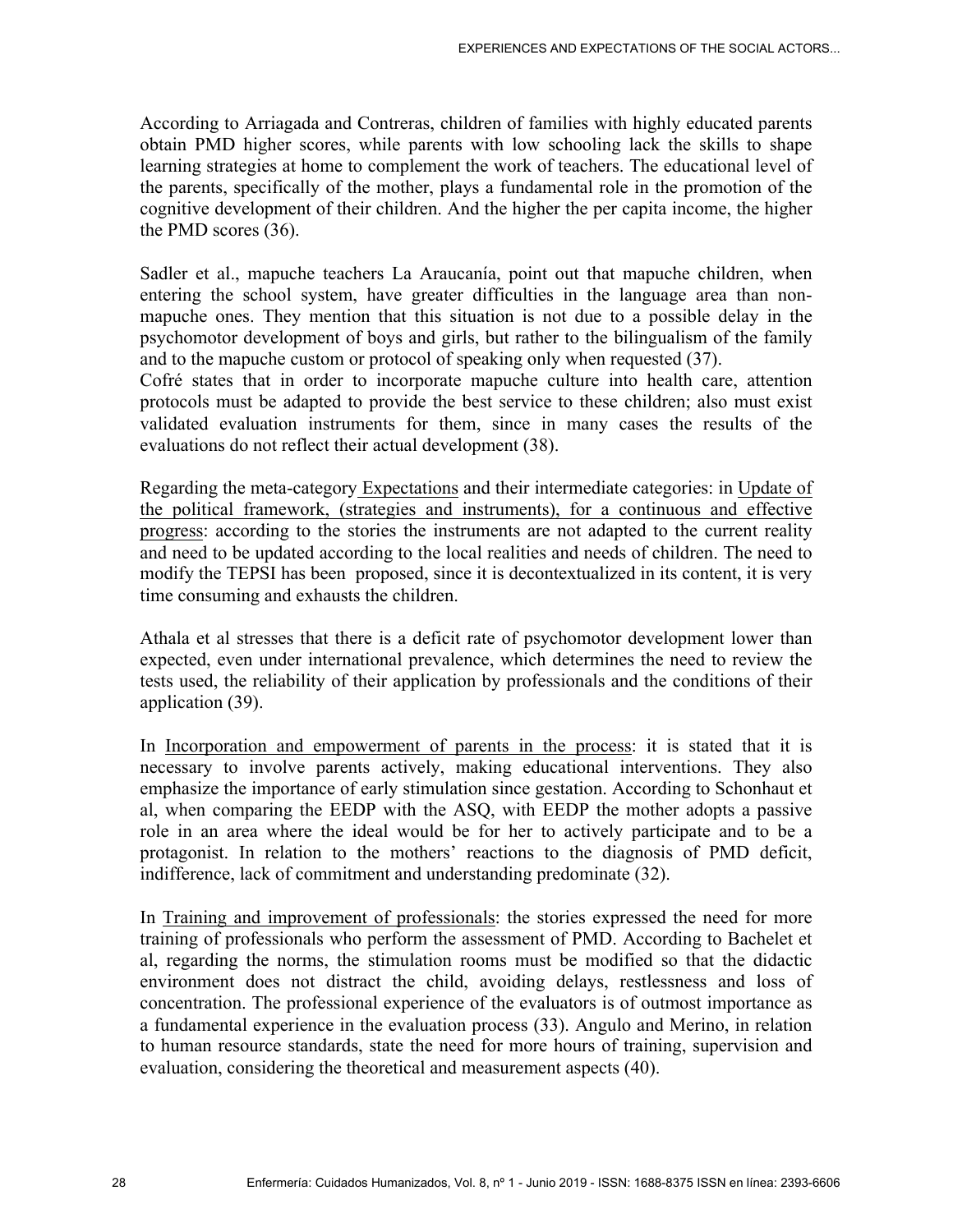According to Arriagada and Contreras, children of families with highly educated parents obtain PMD higher scores, while parents with low schooling lack the skills to shape learning strategies at home to complement the work of teachers. The educational level of the parents, specifically of the mother, plays a fundamental role in the promotion of the cognitive development of their children. And the higher the per capita income, the higher the PMD scores (36).

Sadler et al., mapuche teachers La Araucanía, point out that mapuche children, when entering the school system, have greater difficulties in the language area than non-mapuche ones. They mention that this situation is not due to a possible delay in the psychomotor development of boys and girls, but rather to the bilingualism of the family and to the mapuche custom or protocol of speaking only when requested (37).

Cofré states that in order to incorporate mapuche culture into health care, attention protocols must be adapted to provide the best service to these children; also must exist validated evaluation instruments for them, since in many cases the results of the evaluations do not reflect their actual development (38).

Regarding the meta-category Expectations and their intermediate categories: in Update of the political framework, (strategies and instruments), for a continuous and effective progress: according to the stories the instruments are not adapted to the current reality and need to be updated according to the local realities and needs of children. The need to modify the TEPSI has been proposed, since it is decontextualized in its content, it is very time consuming and exhausts the children.

Athala et al stresses that there is a deficit rate of psychomotor development lower than expected, even under international prevalence, which determines the need to review the tests used, the reliability of their application by professionals and the conditions of their application (39).

In Incorporation and empowerment of parents in the process: it is stated that it is necessary to involve parents actively, making educational interventions. They also emphasize the importance of early stimulation since gestation. According to Schonhaut et al, when comparing the EEDP with the ASQ, with EEDP the mother adopts a passive role in an area where the ideal would be for her to actively participate and to be a protagonist. In relation to the mothers' reactions to the diagnosis of PMD deficit, indifference, lack of commitment and understanding predominate (32).

In Training and improvement of professionals: the stories expressed the need for more training of professionals who perform the assessment of PMD. According to Bachelet et al, regarding the norms, the stimulation rooms must be modified so that the didactic environment does not distract the child, avoiding delays, restlessness and loss of concentration. The professional experience of the evaluators is of outmost importance as a fundamental experience in the evaluation process (33). Angulo and Merino, in relation to human resource standards, state the need for more hours of training, supervision and evaluation, considering the theoretical and measurement aspects (40).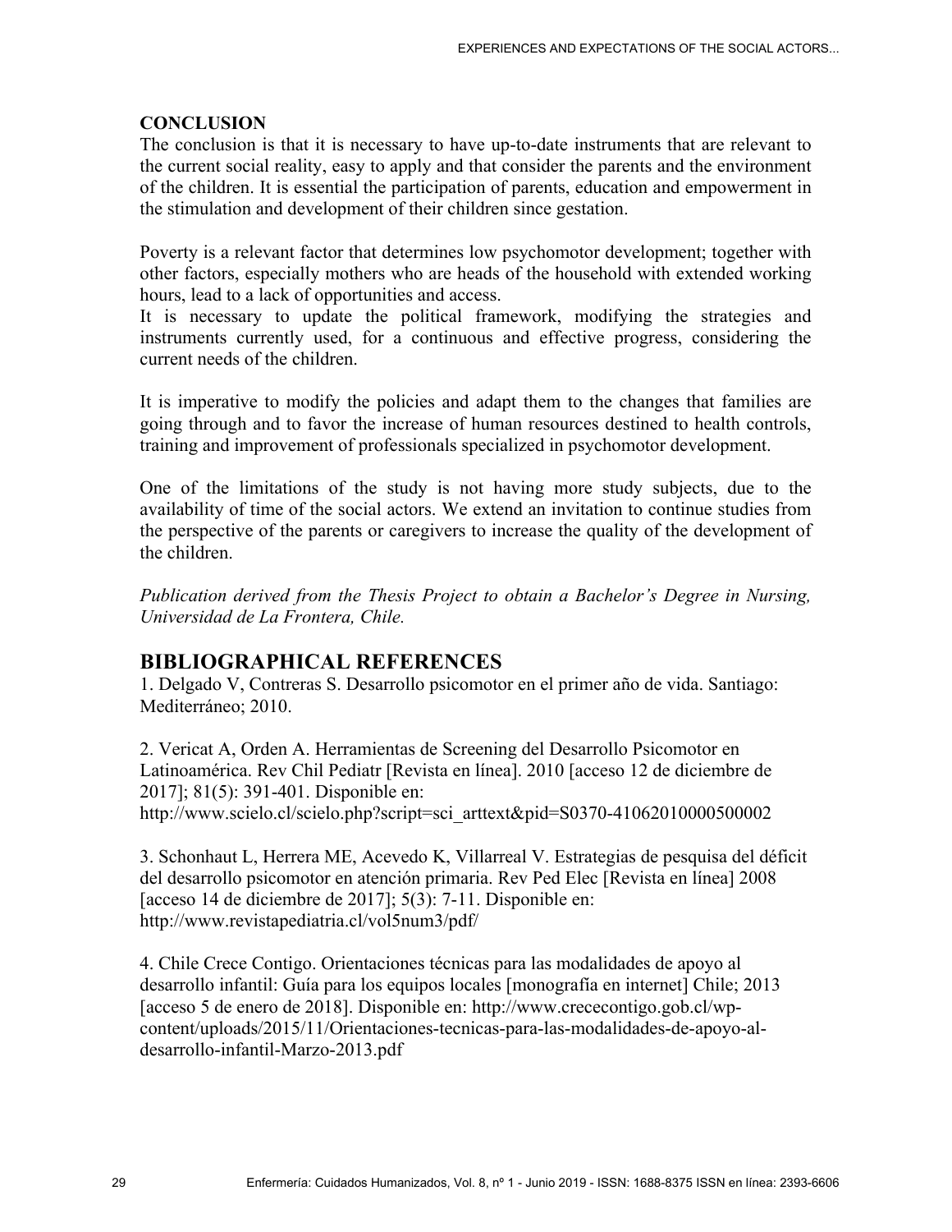## CONCLUSION

The conclusion is that it is necessary to have up-to-date instruments that are relevant to the current social reality, easy to apply and that consider the parents and the environment of the children. It is essential the participation of parents, education and empowerment in the stimulation and development of their children since gestation.

Poverty is a relevant factor that determines low psychomotor development; together with other factors, especially mothers who are heads of the household with extended working hours, lead to a lack of opportunities and access.

It is necessary to update the political framework, modifying the strategies and instruments currently used, for a continuous and effective progress, considering the current needs of the children.

It is imperative to modify the policies and adapt them to the changes that families are going through and to favor the increase of human resources destined to health controls, training and improvement of professionals specialized in psychomotor development.

One of the limitations of the study is not having more study subjects, due to the availability of time of the social actors. We extend an invitation to continue studies from the perspective of the parents or caregivers to increase the quality of the development of the children.

*Publication derived from the Thesis Project to obtain a Bachelor's Degree in Nursing, Universidad de La Frontera, Chile.*

## BIBLIOGRAPHICAL REFERENCES

1. Delgado V, Contreras S. Desarrollo psicomotor en el primer año de vida. Santiago: Mediterráneo; 2010.

2. Vericat A, Orden A. Herramientas de Screening del Desarrollo Psicomotor en Latinoamérica. Rev Chil Pediatr [Revista en línea]. 2010 [acceso 12 de diciembre de 2017]; 81(5): 391-401. Disponible en: http://www.scielo.cl/scielo.php?script=sci_arttext&pid=S0370-41062010000500002

3. Schonhaut L, Herrera ME, Acevedo K, Villarreal V. Estrategias de pesquisa del déficit del desarrollo psicomotor en atención primaria. Rev Ped Elec [Revista en línea] 2008 [acceso 14 de diciembre de 2017]; 5(3): 7-11. Disponible en: http://www.revistapediatria.cl/vol5num3/pdf/

4. Chile Crece Contigo. Orientaciones técnicas para las modalidades de apoyo al desarrollo infantil: Guía para los equipos locales [monografía en internet] Chile; 2013 [acceso 5 de enero de 2018]. Disponible en: http://www.crececontigo.gob.cl/wp-content/uploads/2015/11/Orientaciones-tecnicas-para-las-modalidades-de-apoyo-al-desarrollo-infantil-Marzo-2013.pdf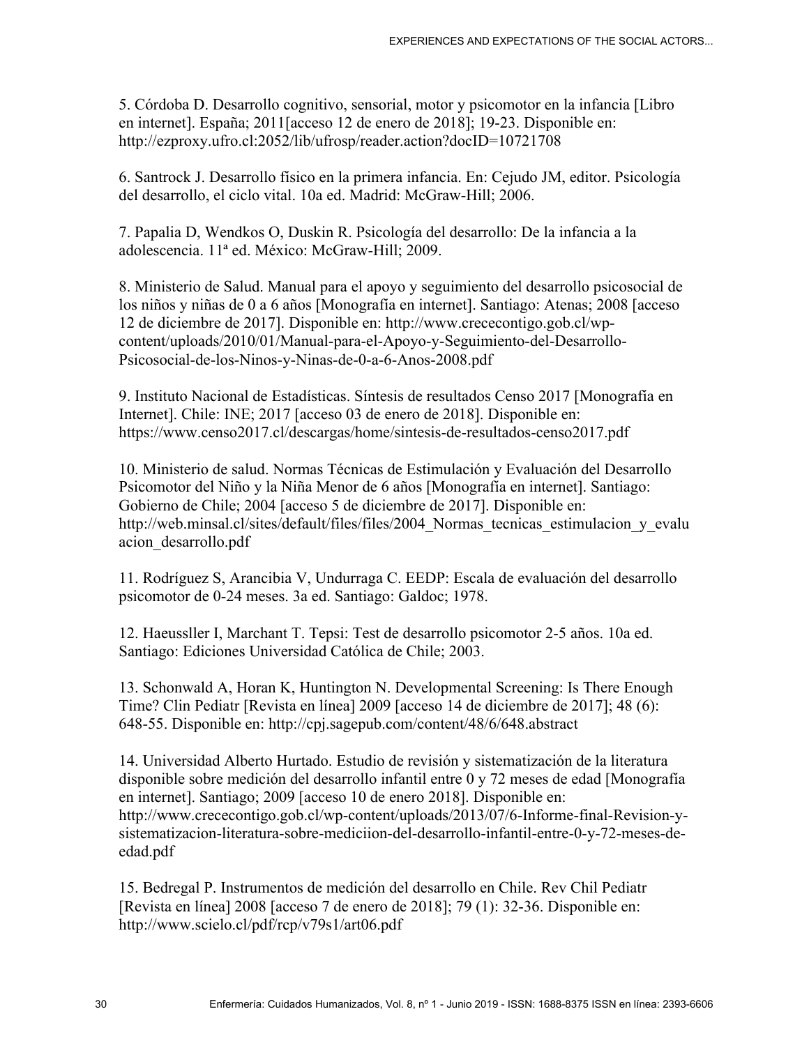5. Córdoba D. Desarrollo cognitivo, sensorial, motor y psicomotor en la infancia [Libro en internet]. España; 2011[acceso 12 de enero de 2018]; 19-23. Disponible en: http://ezproxy.ufro.cl:2052/lib/ufrosp/reader.action?docID=10721708

6. Santrock J. Desarrollo físico en la primera infancia. En: Cejudo JM, editor. Psicología del desarrollo, el ciclo vital. 10a ed. Madrid: McGraw-Hill; 2006.

7. Papalia D, Wendkos O, Duskin R. Psicología del desarrollo: De la infancia a la adolescencia. 11ª ed. México: McGraw-Hill; 2009.

8. Ministerio de Salud. Manual para el apoyo y seguimiento del desarrollo psicosocial de los niños y niñas de 0 a 6 años [Monografía en internet]. Santiago: Atenas; 2008 [acceso 12 de diciembre de 2017]. Disponible en: http://www.crececontigo.gob.cl/wp-content/uploads/2010/01/Manual-para-el-Apoyo-y-Seguimiento-del-Desarrollo-Psicosocial-de-los-Ninos-y-Ninas-de-0-a-6-Anos-2008.pdf

9. Instituto Nacional de Estadísticas. Síntesis de resultados Censo 2017 [Monografía en Internet]. Chile: INE; 2017 [acceso 03 de enero de 2018]. Disponible en: https://www.censo2017.cl/descargas/home/sintesis-de-resultados-censo2017.pdf

10. Ministerio de salud. Normas Técnicas de Estimulación y Evaluación del Desarrollo Psicomotor del Niño y la Niña Menor de 6 años [Monografía en internet]. Santiago: Gobierno de Chile; 2004 [acceso 5 de diciembre de 2017]. Disponible en: http://web.minsal.cl/sites/default/files/files/2004_Normas_tecnicas_estimulacion_y_evaluacion_desarrollo.pdf

11. Rodríguez S, Arancibia V, Undurraga C. EEDP: Escala de evaluación del desarrollo psicomotor de 0-24 meses. 3a ed. Santiago: Galdoc; 1978.

12. Haeusslier I, Marchant T. Tepsi: Test de desarrollo psicomotor 2-5 años. 10a ed. Santiago: Ediciones Universidad Católica de Chile; 2003.

13. Schonwald A, Horan K, Huntington N. Developmental Screening: Is There Enough Time? Clin Pediatr [Revista en línea] 2009 [acceso 14 de diciembre de 2017]; 48 (6): 648-55. Disponible en: http://cpj.sagepub.com/content/48/6/648.abstract

14. Universidad Alberto Hurtado. Estudio de revisión y sistematización de la literatura disponible sobre medición del desarrollo infantil entre 0 y 72 meses de edad [Monografía en internet]. Santiago; 2009 [acceso 10 de enero 2018]. Disponible en: http://www.crecec​ontigo.gob.cl/wp-content/uploads/2013/07/6-Informe-final-Revision-y-sistematizacion-literatura-sobre-mediciion-del-desarrollo-infantil-entre-0-y-72-meses-de-edad.pdf

15. Bedregal P. Instrumentos de medición del desarrollo en Chile. Rev Chil Pediatr [Revista en línea] 2008 [acceso 7 de enero de 2018]; 79 (1): 32-36. Disponible en: http://www.scielo.cl/pdf/rcp/v79s1/art06.pdf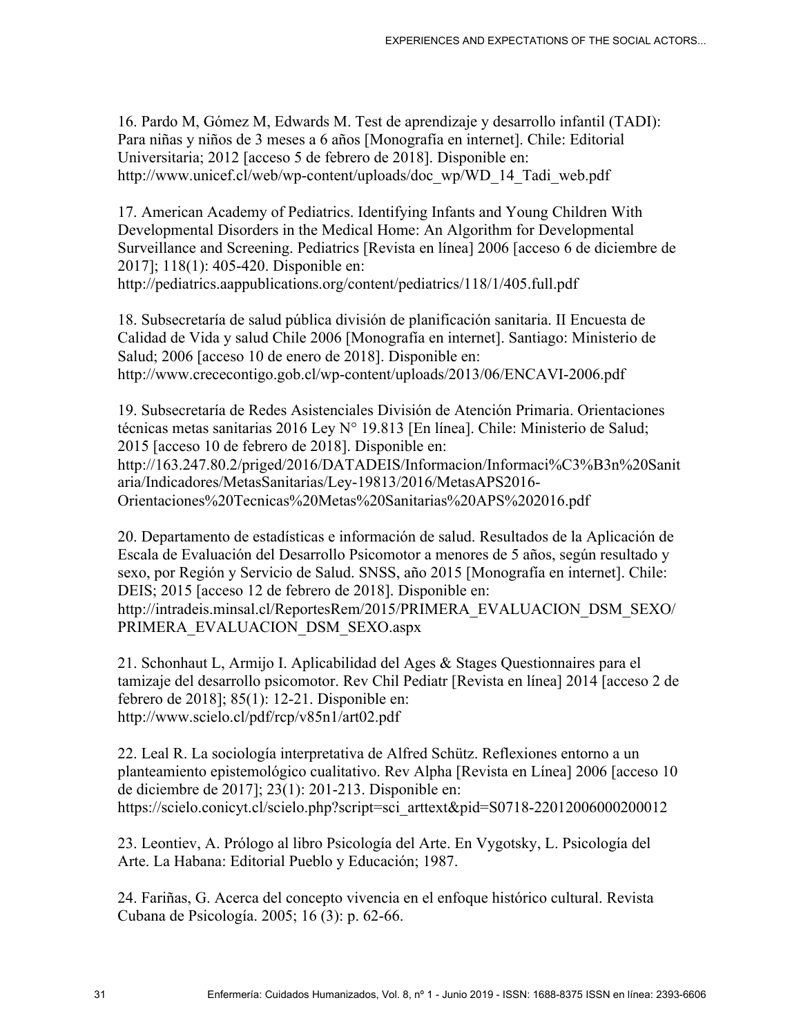16. Pardo M, Gómez M, Edwards M. Test de aprendizaje y desarrollo infantil (TADI): Para niñas y niños de 3 meses a 6 años [Monografía en internet]. Chile: Editorial Universitaria; 2012 [acceso 5 de febrero de 2018]. Disponible en: http://www.unicef.cl/web/wp-content/uploads/doc_wp/WD_14_Tadi_web.pdf

17. American Academy of Pediatrics. Identifying Infants and Young Children With Developmental Disorders in the Medical Home: An Algorithm for Developmental Surveillance and Screening. Pediatrics [Revista en línea] 2006 [acceso 6 de diciembre de 2017]; 118(1): 405-420. Disponible en: http://pediatrics.aappublications.org/content/pediatrics/118/1/405.full.pdf

18. Subsecretaría de salud pública división de planificación sanitaria. II Encuesta de Calidad de Vida y salud Chile 2006 [Monografía en internet]. Santiago: Ministerio de Salud; 2006 [acceso 10 de enero de 2018]. Disponible en: http://www.crececontigo.gob.cl/wp-content/uploads/2013/06/ENCAVI-2006.pdf

19. Subsecretaría de Redes Asistenciales División de Atención Primaria. Orientaciones técnicas metas sanitarias 2016 Ley N° 19.813 [En línea]. Chile: Ministerio de Salud; 2015 [acceso 10 de febrero de 2018]. Disponible en: http://163.247.80.2/priged/2016/DATADEIS/Informacion/Informaci%C3%B3n%20Sanitaria/Indicadores/MetasSanitarias/Ley-19813/2016/MetasAPS2016-Orientaciones%20Tecnicas%20Metas%20Sanitarias%20APS%202016.pdf

20. Departamento de estadísticas e información de salud. Resultados de la Aplicación de Escala de Evaluación del Desarrollo Psicomotor a menores de 5 años, según resultado y sexo, por Región y Servicio de Salud. SNSS, año 2015 [Monografía en internet]. Chile: DEIS; 2015 [acceso 12 de febrero de 2018]. Disponible en: http://intradeis.minsal.cl/ReportesRem/2015/PRIMERA_EVALUACION_DSM_SEXO/PRIMERA_EVALUACION_DSM_SEXO.aspx

21. Schonhaut L, Armijo I. Aplicabilidad del Ages & Stages Questionnaires para el tamizaje del desarrollo psicomotor. Rev Chil Pediatr [Revista en línea] 2014 [acceso 2 de febrero de 2018]; 85(1): 12-21. Disponible en: http://www.scielo.cl/pdf/rcp/v85n1/art02.pdf

22. Leal R. La sociología interpretativa de Alfred Schütz. Reflexiones entorno a un planteamiento epistemológico cualitativo. Rev Alpha [Revista en Línea] 2006 [acceso 10 de diciembre de 2017]; 23(1): 201-213. Disponible en: https://scielo.conicyt.cl/scielo.php?script=sci_arttext&pid=S0718-22012006000200012

23. Leontiev, A. Prólogo al libro Psicología del Arte. En Vygotsky, L. Psicología del Arte. La Habana: Editorial Pueblo y Educación; 1987.

24. Fariñas, G. Acerca del concepto vivencia en el enfoque histórico cultural. Revista Cubana de Psicología. 2005; 16 (3): p. 62-66.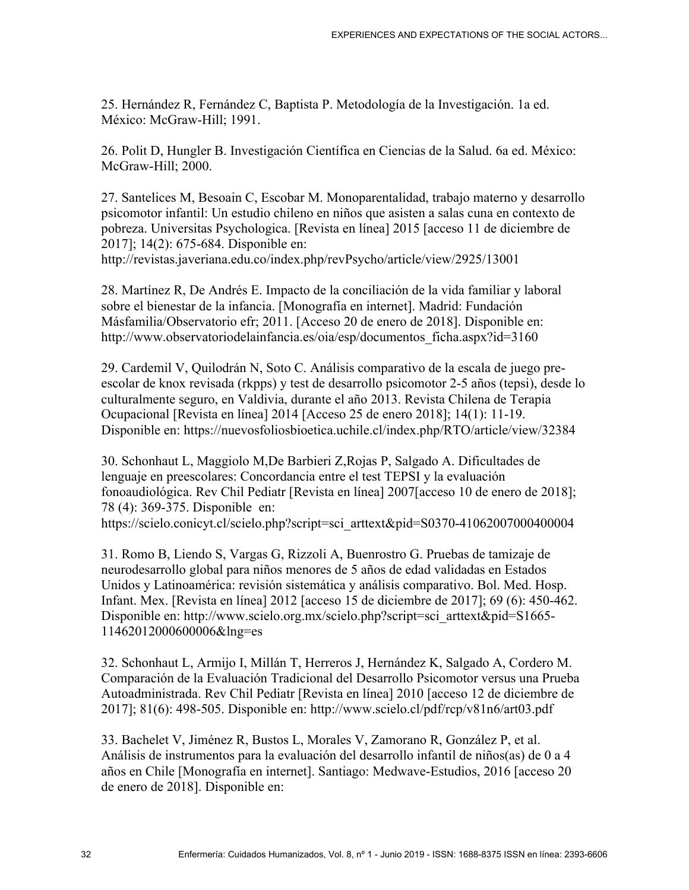25. Hernández R, Fernández C, Baptista P. Metodología de la Investigación. 1a ed. México: McGraw-Hill; 1991.

26. Polit D, Hungler B. Investigación Científica en Ciencias de la Salud. 6a ed. México: McGraw-Hill; 2000.

27. Santelices M, Besoain C, Escobar M. Monoparentalidad, trabajo materno y desarrollo psicomotor infantil: Un estudio chileno en niños que asisten a salas cuna en contexto de pobreza. Universitas Psychologica. [Revista en línea] 2015 [acceso 11 de diciembre de 2017]; 14(2): 675-684. Disponible en: http://revistas.javeriana.edu.co/index.php/revPsycho/article/view/2925/13001

28. Martínez R, De Andrés E. Impacto de la conciliación de la vida familiar y laboral sobre el bienestar de la infancia. [Monografía en internet]. Madrid: Fundación Másfamilia/Observatorio efr; 2011. [Acceso 20 de enero de 2018]. Disponible en: http://www.observatoriodelainfancia.es/oia/esp/documentos_ficha.aspx?id=3160

29. Cardemil V, Quilodrán N, Soto C. Análisis comparativo de la escala de juego pre-escolar de knox revisada (rkpps) y test de desarrollo psicomotor 2-5 años (tepsi), desde lo culturalmente seguro, en Valdivia, durante el año 2013. Revista Chilena de Terapia Ocupacional [Revista en línea] 2014 [Acceso 25 de enero 2018]; 14(1): 11-19. Disponible en: https://nuevosfoliosbioetica.uchile.cl/index.php/RTO/article/view/32384

30. Schonhaut L, Maggiolo M,De Barbieri Z,Rojas P, Salgado A. Dificultades de lenguaje en preescolares: Concordancia entre el test TEPSI y la evaluación fonoaudiológica. Rev Chil Pediatr [Revista en línea] 2007[acceso 10 de enero de 2018]; 78 (4): 369-375. Disponible en: https://scielo.conicyt.cl/scielo.php?script=sci_arttext&pid=S0370-41062007000400004

31. Romo B, Liendo S, Vargas G, Rizzoli A, Buenrostro G. Pruebas de tamizaje de neurodesarrollo global para niños menores de 5 años de edad validadas en Estados Unidos y Latinoamérica: revisión sistemática y análisis comparativo. Bol. Med. Hosp. Infant. Mex. [Revista en línea] 2012 [acceso 15 de diciembre de 2017]; 69 (6): 450-462. Disponible en: http://www.scielo.org.mx/scielo.php?script=sci_arttext&pid=S1665-11462012000600006&lng=es

32. Schonhaut L, Armijo I, Millán T, Herreros J, Hernández K, Salgado A, Cordero M. Comparación de la Evaluación Tradicional del Desarrollo Psicomotor versus una Prueba Autoadministrada. Rev Chil Pediatr [Revista en línea] 2010 [acceso 12 de diciembre de 2017]; 81(6): 498-505. Disponible en: http://www.scielo.cl/pdf/rcp/v81n6/art03.pdf

33. Bachelet V, Jiménez R, Bustos L, Morales V, Zamorano R, González P, et al. Análisis de instrumentos para la evaluación del desarrollo infantil de niños(as) de 0 a 4 años en Chile [Monografía en internet]. Santiago: Medwave-Estudios, 2016 [acceso 20 de enero de 2018]. Disponible en: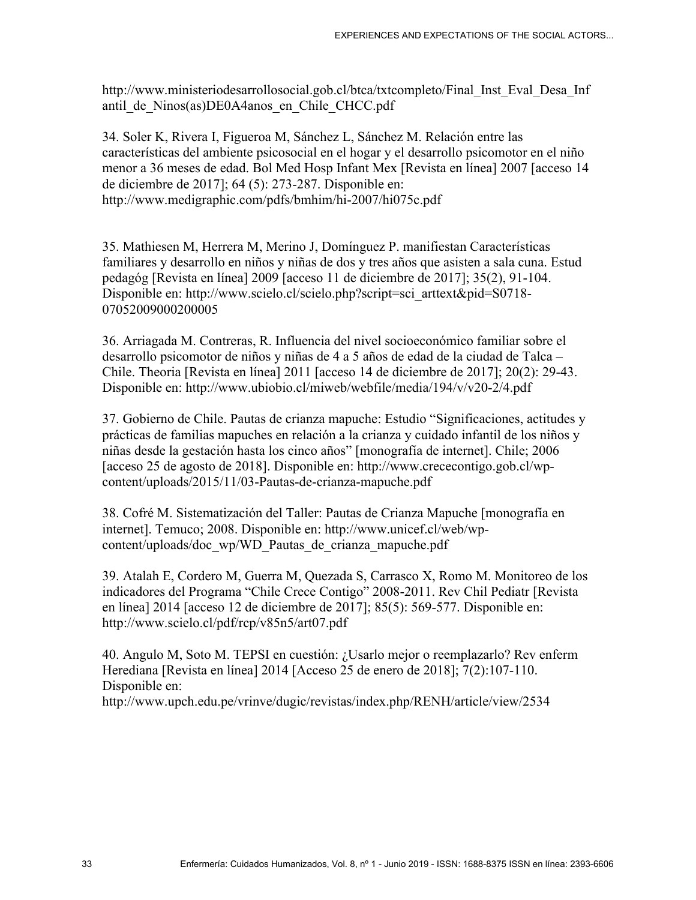http://www.ministeriodesarrollosocial.gob.cl/btca/txtcompleto/Final_Inst_Eval_Desa_Infantil_de_Ninos(as)DE0A4anos_en_Chile_CHCC.pdf

34. Soler K, Rivera I, Figueroa M, Sánchez L, Sánchez M. Relación entre las características del ambiente psicosocial en el hogar y el desarrollo psicomotor en el niño menor a 36 meses de edad. Bol Med Hosp Infant Mex [Revista en línea] 2007 [acceso 14 de diciembre de 2017]; 64 (5): 273-287. Disponible en: http://www.medigraphic.com/pdfs/bmhim/hi-2007/hi075c.pdf

35. Mathiesen M, Herrera M, Merino J, Domínguez P. manifiestan Características familiares y desarrollo en niños y niñas de dos y tres años que asisten a sala cuna. Estud pedagóg [Revista en línea] 2009 [acceso 11 de diciembre de 2017]; 35(2), 91-104. Disponible en: http://www.scielo.cl/scielo.php?script=sci_arttext&pid=S0718-07052009000200005

36. Arriagada M. Contreras, R. Influencia del nivel socioeconómico familiar sobre el desarrollo psicomotor de niños y niñas de 4 a 5 años de edad de la ciudad de Talca – Chile. Theoria [Revista en línea] 2011 [acceso 14 de diciembre de 2017]; 20(2): 29-43. Disponible en: http://www.ubiobio.cl/miweb/webfile/media/194/v/v20-2/4.pdf

37. Gobierno de Chile. Pautas de crianza mapuche: Estudio "Significaciones, actitudes y prácticas de familias mapuches en relación a la crianza y cuidado infantil de los niños y niñas desde la gestación hasta los cinco años" [monografía de internet]. Chile; 2006 [acceso 25 de agosto de 2018]. Disponible en: http://www.crececontigo.gob.cl/wp-content/uploads/2015/11/03-Pautas-de-crianza-mapuche.pdf

38. Cofré M. Sistematización del Taller: Pautas de Crianza Mapuche [monografía en internet]. Temuco; 2008. Disponible en: http://www.unicef.cl/web/wp-content/uploads/doc_wp/WD_Pautas_de_crianza_mapuche.pdf

39. Atalah E, Cordero M, Guerra M, Quezada S, Carrasco X, Romo M. Monitoreo de los indicadores del Programa "Chile Crece Contigo" 2008-2011. Rev Chil Pediatr [Revista en línea] 2014 [acceso 12 de diciembre de 2017]; 85(5): 569-577. Disponible en: http://www.scielo.cl/pdf/rcp/v85n5/art07.pdf

40. Angulo M, Soto M. TEPSI en cuestión: ¿Usarlo mejor o reemplazarlo? Rev enferm Herediana [Revista en línea] 2014 [Acceso 25 de enero de 2018]; 7(2):107-110. Disponible en: http://www.upch.edu.pe/vrinve/dugic/revistas/index.php/RENH/article/view/2534